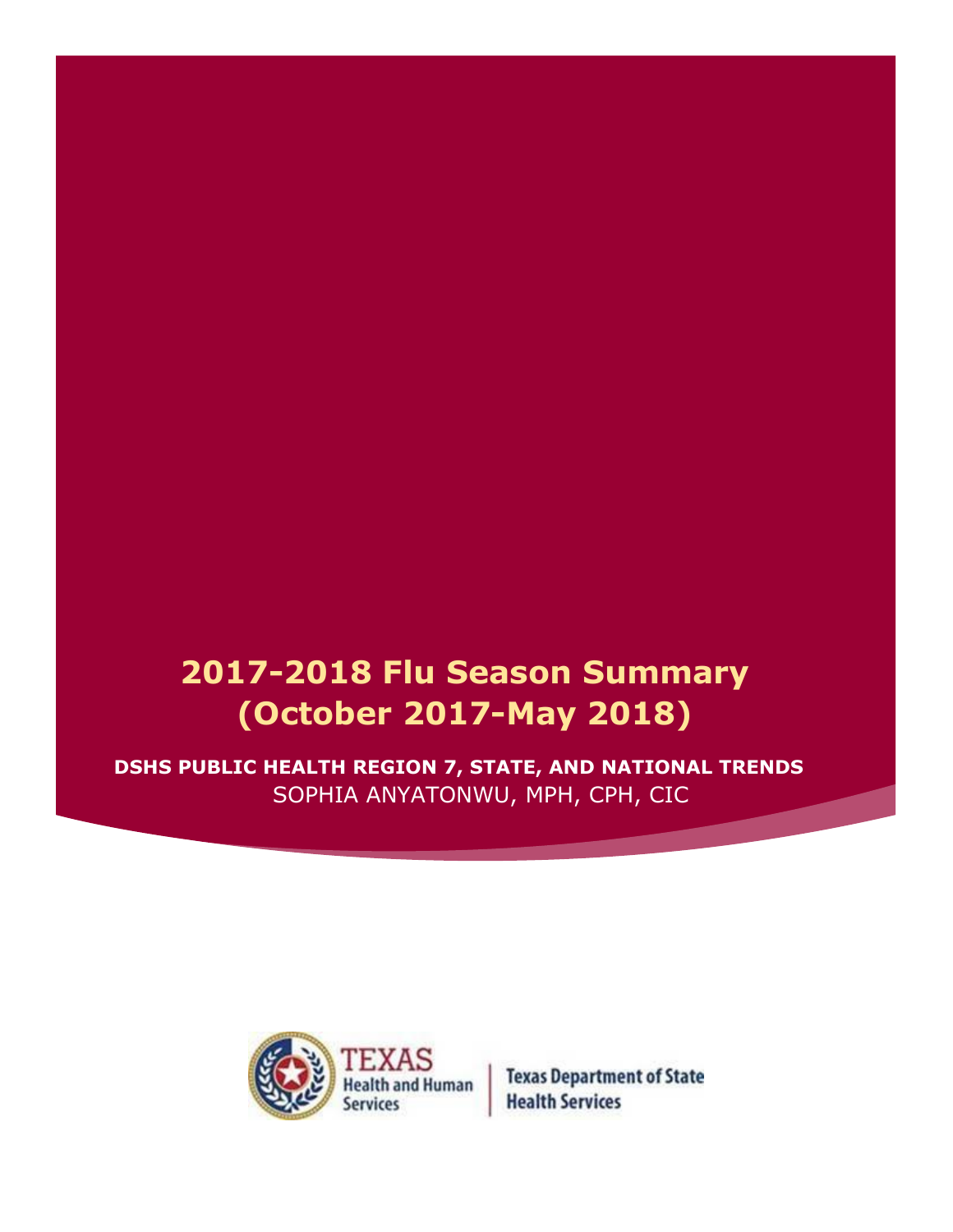# 2017-2018 Flu Season Summary (October 2017-May 2018)

**DSHS PUBLIC HEALTH REGION 7, STATE, AND NATIONAL TRENDS**

SOPHIA ANYATONWU, MPH, CPH, CIC

TEXAS Health and Human Services | Texas Department of State Health Services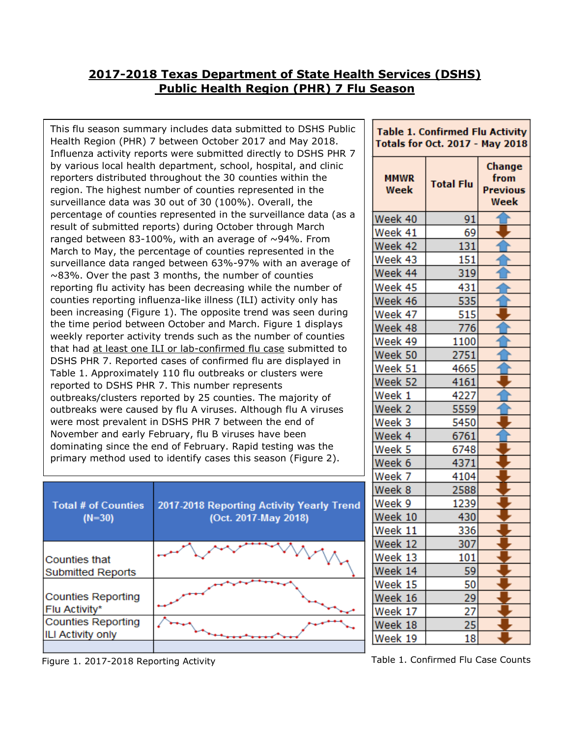# 2017-2018 Texas Department of State Health Services (DSHS) Public Health Region (PHR) 7 Flu Season

This flu season summary includes data submitted to DSHS Public Health Region (PHR) 7 between October 2017 and May 2018. Influenza activity reports were submitted directly to DSHS PHR 7 by various local health department, school, hospital, and clinic reporters distributed throughout the 30 counties within the region. The highest number of counties represented in the surveillance data was 30 out of 30 (100%). Overall, the percentage of counties represented in the surveillance data (as a result of submitted reports) during October through March ranged between 83-100%, with an average of ~94%. From March to May, the percentage of counties represented in the surveillance data ranged between 63%-97% with an average of ~83%. Over the past 3 months, the number of counties reporting flu activity has been decreasing while the number of counties reporting influenza-like illness (ILI) activity only has been increasing (Figure 1). The opposite trend was seen during the time period between October and March. Figure 1 displays weekly reporter activity trends such as the number of counties that had at least one ILI or lab-confirmed flu case submitted to DSHS PHR 7. Reported cases of confirmed flu are displayed in Table 1. Approximately 110 flu outbreaks or clusters were reported to DSHS PHR 7. This number represents outbreaks/clusters reported by 25 counties. The majority of outbreaks were caused by flu A viruses. Although flu A viruses were most prevalent in DSHS PHR 7 between the end of November and early February, flu B viruses have been dominating since the end of February. Rapid testing was the primary method used to identify cases this season (Figure 2).

| Total # of Counties (N=30) | 2017-2018 Reporting Activity Yearly Trend (Oct. 2017-May 2018) |
|---|---|
| Counties that Submitted Reports | |
| Counties Reporting Flu Activity* | |
| Counties Reporting ILI Activity only | |

Figure 1. 2017-2018 Reporting Activity

**Table 1. Confirmed Flu Activity Totals for Oct. 2017 - May 2018**

| MMWR Week | Total Flu | Change from Previous Week |
|---|---|---|
| Week 40 | 91 | ↑ |
| Week 41 | 69 | ↓ |
| Week 42 | 131 | ↑ |
| Week 43 | 151 | ↑ |
| Week 44 | 319 | ↑ |
| Week 45 | 431 | ↑ |
| Week 46 | 535 | ↑ |
| Week 47 | 515 | ↓ |
| Week 48 | 776 | ↑ |
| Week 49 | 1100 | ↑ |
| Week 50 | 2751 | ↑ |
| Week 51 | 4665 | ↑ |
| Week 52 | 4161 | ↓ |
| Week 1 | 4227 | ↑ |
| Week 2 | 5559 | ↑ |
| Week 3 | 5450 | ↓ |
| Week 4 | 6761 | ↑ |
| Week 5 | 6748 | ↓ |
| Week 6 | 4371 | ↓ |
| Week 7 | 4104 | ↓ |
| Week 8 | 2588 | ↓ |
| Week 9 | 1239 | ↓ |
| Week 10 | 430 | ↓ |
| Week 11 | 336 | ↓ |
| Week 12 | 307 | ↓ |
| Week 13 | 101 | ↓ |
| Week 14 | 59 | ↓ |
| Week 15 | 50 | ↓ |
| Week 16 | 29 | ↓ |
| Week 17 | 27 | ↓ |
| Week 18 | 25 | ↓ |
| Week 19 | 18 | ↓ |

Table 1. Confirmed Flu Case Counts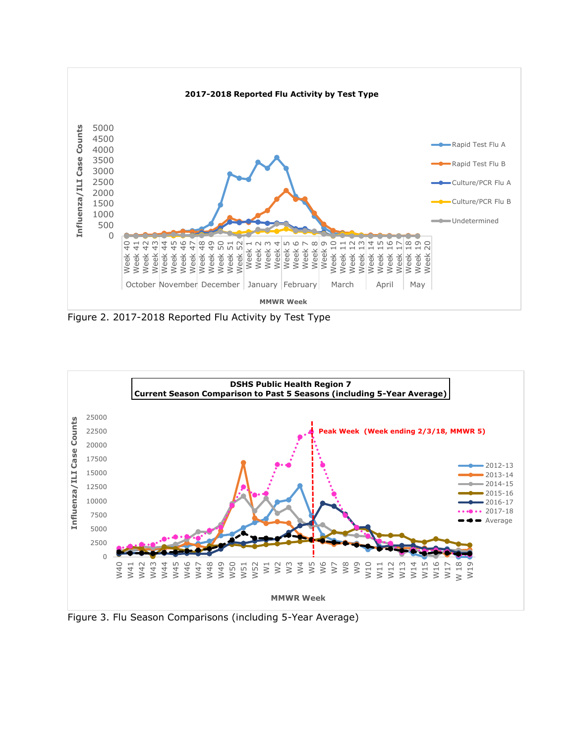Figure 2. 2017-2018 Reported Flu Activity by Test Type

Figure 3. Flu Season Comparisons (including 5-Year Average)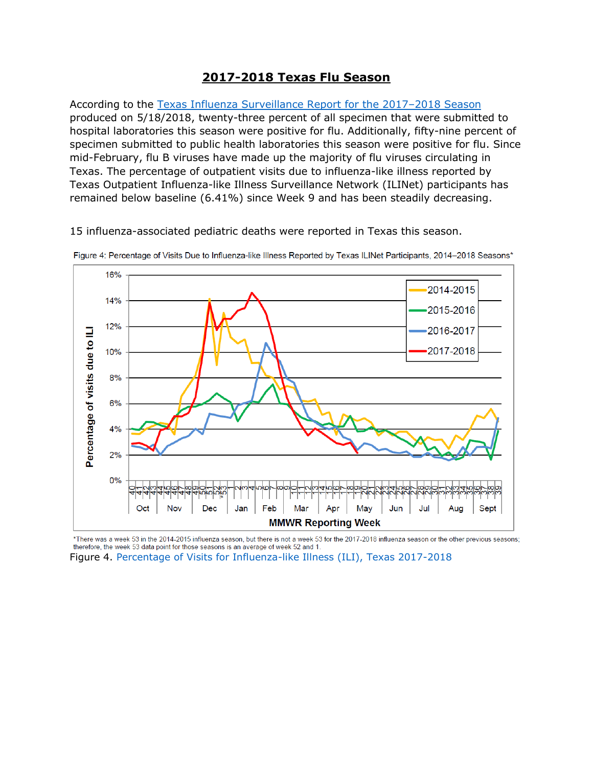# 2017-2018 Texas Flu Season

According to the Texas Influenza Surveillance Report for the 2017–2018 Season produced on 5/18/2018, twenty-three percent of all specimen that were submitted to hospital laboratories this season were positive for flu. Additionally, fifty-nine percent of specimen submitted to public health laboratories this season were positive for flu. Since mid-February, flu B viruses have made up the majority of flu viruses circulating in Texas. The percentage of outpatient visits due to influenza-like illness reported by Texas Outpatient Influenza-like Illness Surveillance Network (ILINet) participants has remained below baseline (6.41%) since Week 9 and has been steadily decreasing.

15 influenza-associated pediatric deaths were reported in Texas this season.

Figure 4: Percentage of Visits Due to Influenza-like Illness Reported by Texas ILINet Participants, 2014–2018 Seasons*

*There was a week 53 in the 2014-2015 influenza season, but there is not a week 53 for the 2017-2018 influenza season or the other previous seasons; therefore, the week 53 data point for those seasons is an average of week 52 and 1.

Figure 4. Percentage of Visits for Influenza-like Illness (ILI), Texas 2017-2018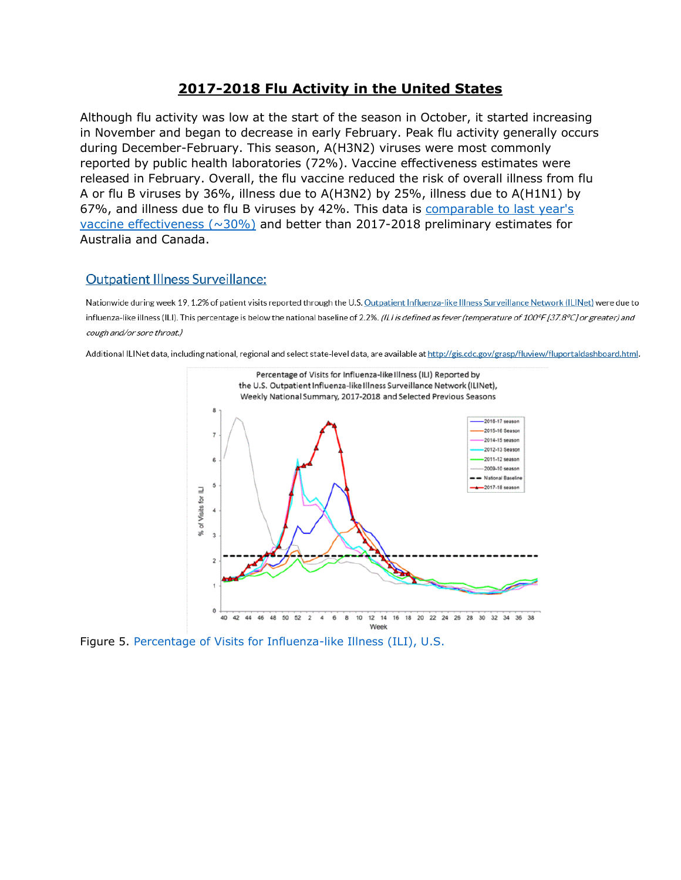# 2017-2018 Flu Activity in the United States

Although flu activity was low at the start of the season in October, it started increasing in November and began to decrease in early February. Peak flu activity generally occurs during December-February. This season, A(H3N2) viruses were most commonly reported by public health laboratories (72%). Vaccine effectiveness estimates were released in February. Overall, the flu vaccine reduced the risk of overall illness from flu A or flu B viruses by 36%, illness due to A(H3N2) by 25%, illness due to A(H1N1) by 67%, and illness due to flu B viruses by 42%. This data is comparable to last year's vaccine effectiveness (~30%) and better than 2017-2018 preliminary estimates for Australia and Canada.

## Outpatient Illness Surveillance:

Nationwide during week 19, 1.2% of patient visits reported through the U.S. Outpatient Influenza-like Illness Surveillance Network (ILINet) were due to influenza-like illness (ILI). This percentage is below the national baseline of 2.2%. *(ILI is defined as fever (temperature of 100°F [37.8°C] or greater) and cough and/or sore throat.)*

Additional ILINet data, including national, regional and select state-level data, are available at http://gis.cdc.gov/grasp/fluview/fluportaldashboard.html.

Percentage of Visits for Influenza-like Illness (ILI) Reported by the U.S. Outpatient Influenza-like Illness Surveillance Network (ILINet), Weekly National Summary, 2017-2018 and Selected Previous Seasons

% of Visits for ILI

0 1 2 3 4 5 6 7 8

Week

40 42 44 46 48 50 52 2 4 6 8 10 12 14 16 18 20 22 24 26 28 30 32 34 36 38

2016-17 season
2015-16 Season
2014-15 season
2012-13 Season
2011-12 season
2009-10 season
National Baseline
2017-18 season

Figure 5. Percentage of Visits for Influenza-like Illness (ILI), U.S.